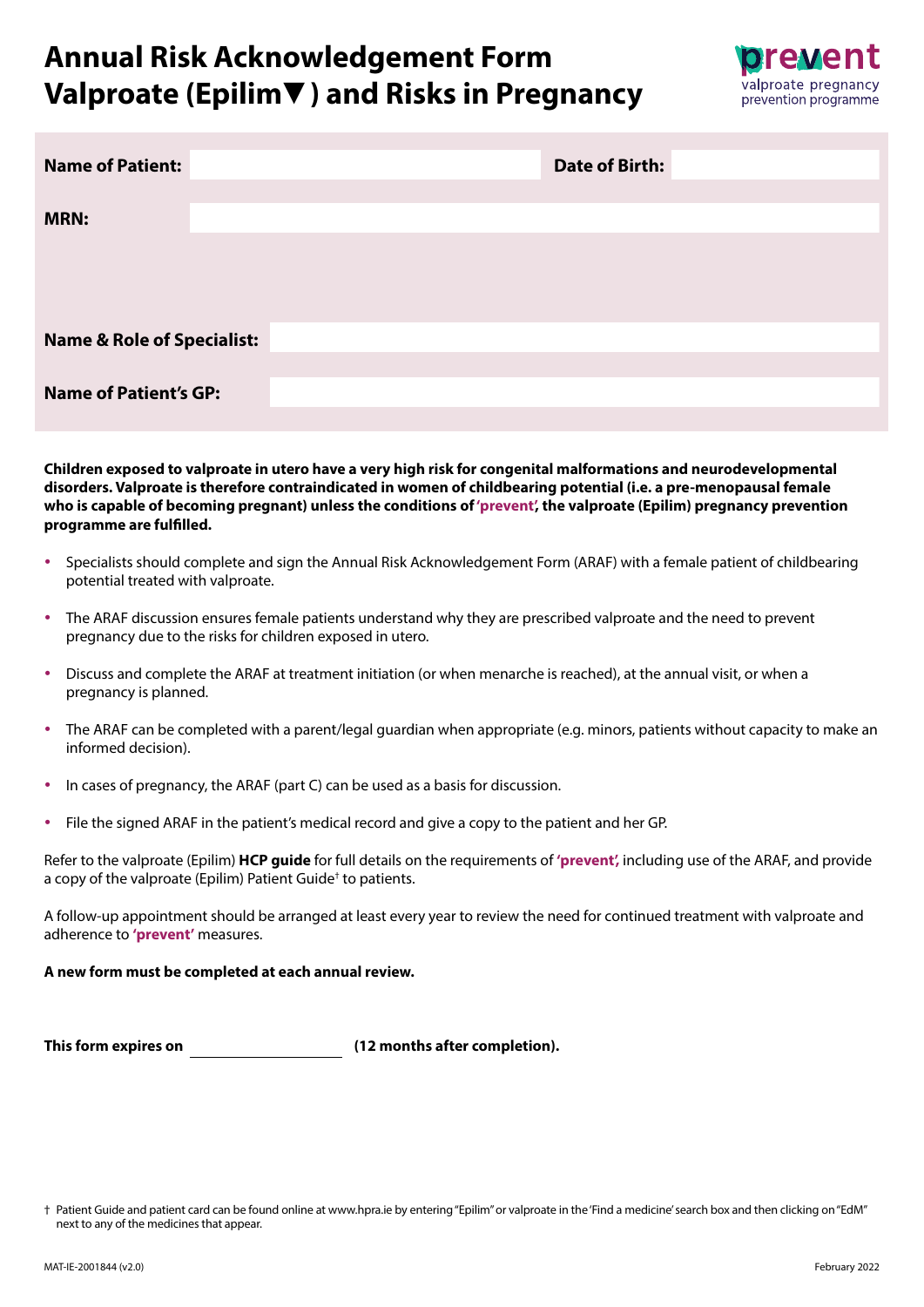# Annual Risk Acknowledgement Form Valproate (Epilim▼ ) and Risks in Pregnancy

prevent
valproate pregnancy prevention programme

| | | | |
|---|---|---|---|
| **Name of Patient:** | | **Date of Birth:** | |
| **MRN:** | | | |
| **Name & Role of Specialist:** | | | |
| **Name of Patient's GP:** | | | |

**Children exposed to valproate in utero have a very high risk for congenital malformations and neurodevelopmental disorders. Valproate is therefore contraindicated in women of childbearing potential (i.e. a pre-menopausal female who is capable of becoming pregnant) unless the conditions of 'prevent', the valproate (Epilim) pregnancy prevention programme are fulfilled.**

- Specialists should complete and sign the Annual Risk Acknowledgement Form (ARAF) with a female patient of childbearing potential treated with valproate.
- The ARAF discussion ensures female patients understand why they are prescribed valproate and the need to prevent pregnancy due to the risks for children exposed in utero.
- Discuss and complete the ARAF at treatment initiation (or when menarche is reached), at the annual visit, or when a pregnancy is planned.
- The ARAF can be completed with a parent/legal guardian when appropriate (e.g. minors, patients without capacity to make an informed decision).
- In cases of pregnancy, the ARAF (part C) can be used as a basis for discussion.
- File the signed ARAF in the patient's medical record and give a copy to the patient and her GP.

Refer to the valproate (Epilim) **HCP guide** for full details on the requirements of **'prevent',** including use of the ARAF, and provide a copy of the valproate (Epilim) Patient Guide† to patients.

A follow-up appointment should be arranged at least every year to review the need for continued treatment with valproate and adherence to **'prevent'** measures.

**A new form must be completed at each annual review.**

**This form expires on** ____________________ **(12 months after completion).**

† Patient Guide and patient card can be found online at www.hpra.ie by entering "Epilim" or valproate in the 'Find a medicine' search box and then clicking on "EdM" next to any of the medicines that appear.

MAT-IE-2001844 (v2.0)

February 2022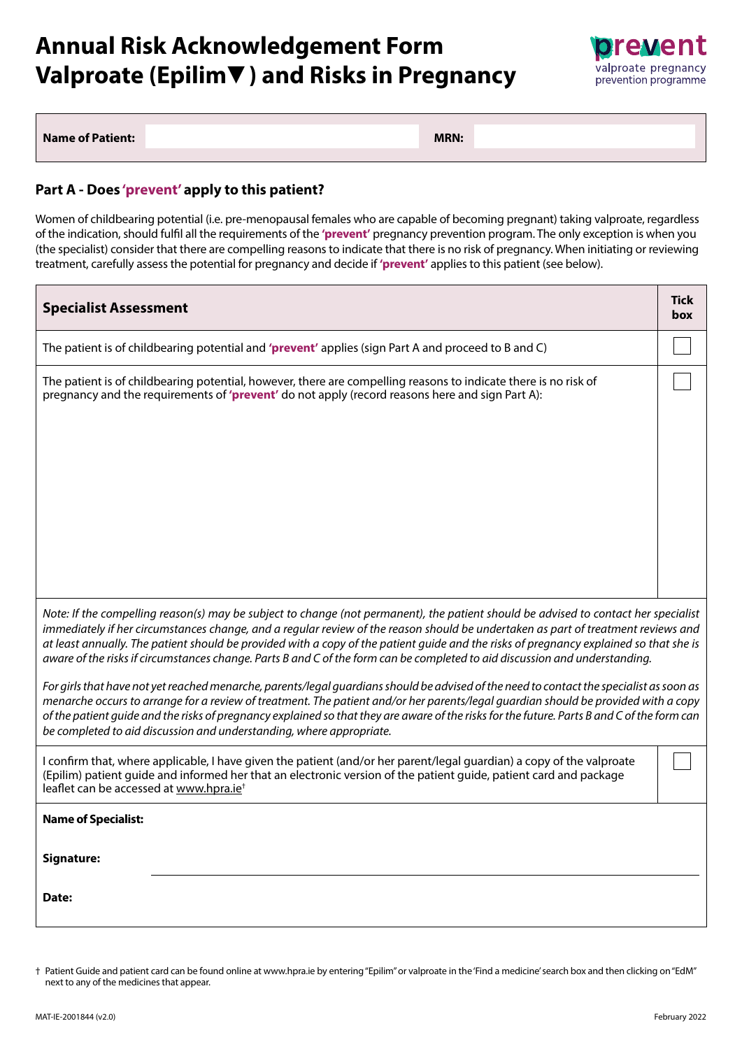# Annual Risk Acknowledgement Form Valproate (Epilim▼) and Risks in Pregnancy

prevent
valproate pregnancy prevention programme

| Name of Patient: | | MRN: | |
|---|---|---|---|

## Part A - Does 'prevent' apply to this patient?

Women of childbearing potential (i.e. pre-menopausal females who are capable of becoming pregnant) taking valproate, regardless of the indication, should fulfil all the requirements of the **'prevent'** pregnancy prevention program. The only exception is when you (the specialist) consider that there are compelling reasons to indicate that there is no risk of pregnancy. When initiating or reviewing treatment, carefully assess the potential for pregnancy and decide if **'prevent'** applies to this patient (see below).

| Specialist Assessment | Tick box |
|---|---|
| The patient is of childbearing potential and **'prevent'** applies (sign Part A and proceed to B and C) | ☐ |
| The patient is of childbearing potential, however, there are compelling reasons to indicate there is no risk of pregnancy and the requirements of **'prevent'** do not apply (record reasons here and sign Part A): | ☐ |
| *Note: If the compelling reason(s) may be subject to change (not permanent), the patient should be advised to contact her specialist immediately if her circumstances change, and a regular review of the reason should be undertaken as part of treatment reviews and at least annually. The patient should be provided with a copy of the patient guide and the risks of pregnancy explained so that she is aware of the risks if circumstances change. Parts B and C of the form can be completed to aid discussion and understanding.*<br><br>*For girls that have not yet reached menarche, parents/legal guardians should be advised of the need to contact the specialist as soon as menarche occurs to arrange for a review of treatment. The patient and/or her parents/legal guardian should be provided with a copy of the patient guide and the risks of pregnancy explained so that they are aware of the risks for the future. Parts B and C of the form can be completed to aid discussion and understanding, where appropriate.* | |
| I confirm that, where applicable, I have given the patient (and/or her parent/legal guardian) a copy of the valproate (Epilim) patient guide and informed her that an electronic version of the patient guide, patient card and package leaflet can be accessed at www.hpra.ie† | ☐ |

**Name of Specialist:**

**Signature:**

**Date:**

† Patient Guide and patient card can be found online at www.hpra.ie by entering "Epilim" or valproate in the 'Find a medicine' search box and then clicking on "EdM" next to any of the medicines that appear.

MAT-IE-2001844 (v2.0)

February 2022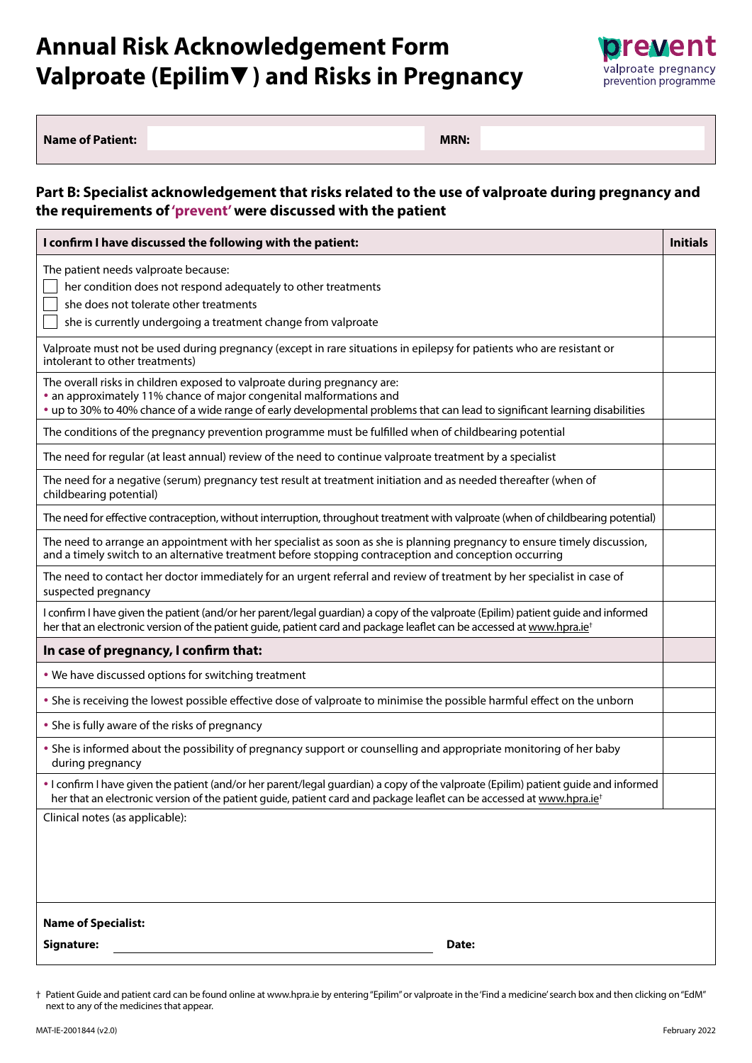# Annual Risk Acknowledgement Form Valproate (Epilim▼ ) and Risks in Pregnancy

prevent
valproate pregnancy prevention programme

| Name of Patient: | | MRN: | |
|---|---|---|---|

## Part B: Specialist acknowledgement that risks related to the use of valproate during pregnancy and the requirements of 'prevent' were discussed with the patient

| I confirm I have discussed the following with the patient: | Initials |
|---|---|
| The patient needs valproate because:<br>☐ her condition does not respond adequately to other treatments<br>☐ she does not tolerate other treatments<br>☐ she is currently undergoing a treatment change from valproate | |
| Valproate must not be used during pregnancy (except in rare situations in epilepsy for patients who are resistant or intolerant to other treatments) | |
| The overall risks in children exposed to valproate during pregnancy are:<br>• an approximately 11% chance of major congenital malformations and<br>• up to 30% to 40% chance of a wide range of early developmental problems that can lead to significant learning disabilities | |
| The conditions of the pregnancy prevention programme must be fulfilled when of childbearing potential | |
| The need for regular (at least annual) review of the need to continue valproate treatment by a specialist | |
| The need for a negative (serum) pregnancy test result at treatment initiation and as needed thereafter (when of childbearing potential) | |
| The need for effective contraception, without interruption, throughout treatment with valproate (when of childbearing potential) | |
| The need to arrange an appointment with her specialist as soon as she is planning pregnancy to ensure timely discussion, and a timely switch to an alternative treatment before stopping contraception and conception occurring | |
| The need to contact her doctor immediately for an urgent referral and review of treatment by her specialist in case of suspected pregnancy | |
| I confirm I have given the patient (and/or her parent/legal guardian) a copy of the valproate (Epilim) patient guide and informed her that an electronic version of the patient guide, patient card and package leaflet can be accessed at www.hpra.ie† | |
| **In case of pregnancy, I confirm that:** | |
| • We have discussed options for switching treatment | |
| • She is receiving the lowest possible effective dose of valproate to minimise the possible harmful effect on the unborn | |
| • She is fully aware of the risks of pregnancy | |
| • She is informed about the possibility of pregnancy support or counselling and appropriate monitoring of her baby during pregnancy | |
| • I confirm I have given the patient (and/or her parent/legal guardian) a copy of the valproate (Epilim) patient guide and informed her that an electronic version of the patient guide, patient card and package leaflet can be accessed at www.hpra.ie† | |

Clinical notes (as applicable):

**Name of Specialist:**

**Signature:** ______________________________ **Date:**

† Patient Guide and patient card can be found online at www.hpra.ie by entering "Epilim" or valproate in the 'Find a medicine' search box and then clicking on "EdM" next to any of the medicines that appear.

MAT-IE-2001844 (v2.0) February 2022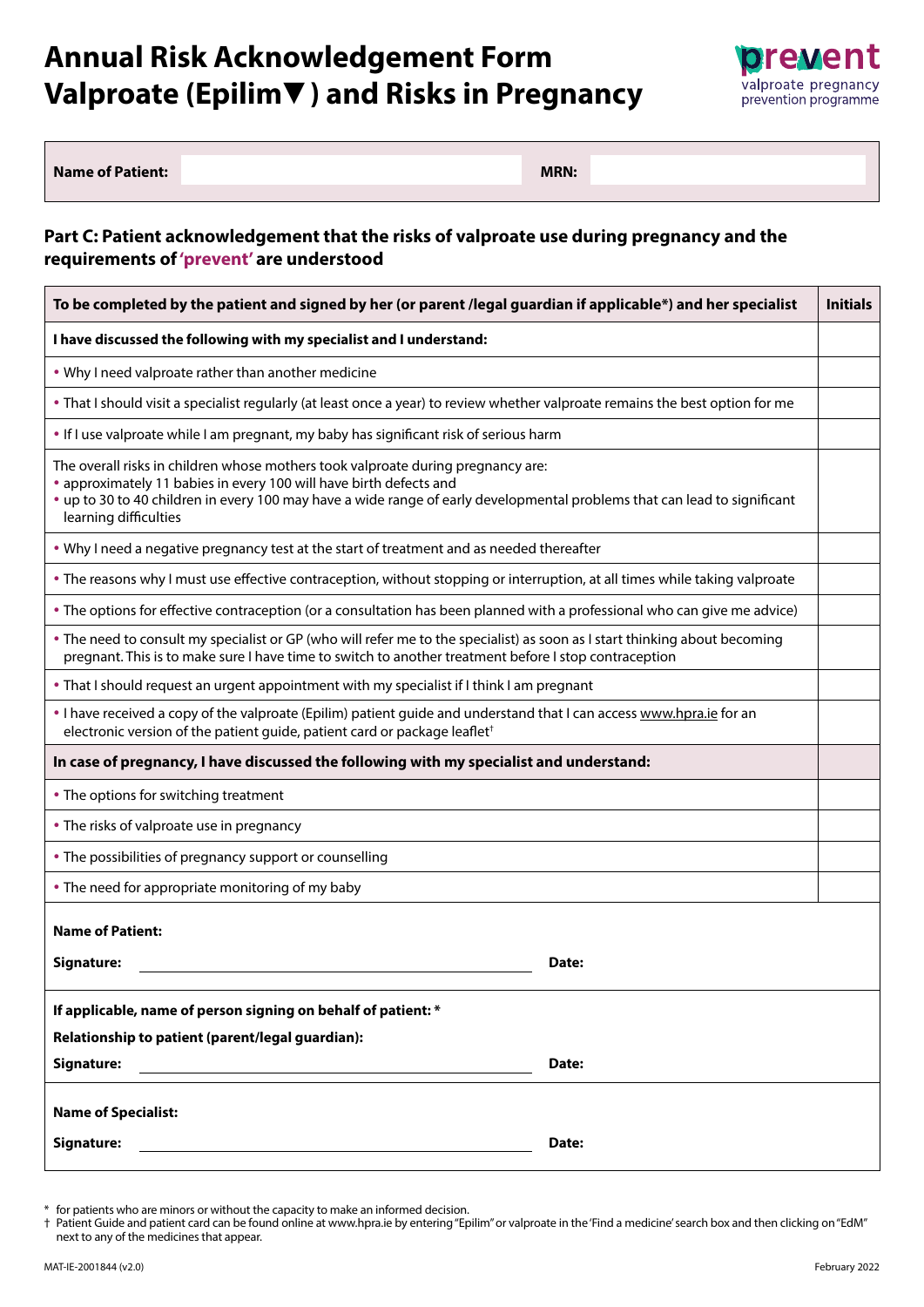# Annual Risk Acknowledgement Form Valproate (Epilim▼ ) and Risks in Pregnancy

prevent
valproate pregnancy prevention programme

| | | | |
|---|---|---|---|
| **Name of Patient:** | | **MRN:** | |

## Part C: Patient acknowledgement that the risks of valproate use during pregnancy and the requirements of 'prevent' are understood

| To be completed by the patient and signed by her (or parent /legal guardian if applicable*) and her specialist | Initials |
|---|---|
| **I have discussed the following with my specialist and I understand:** | |
| • Why I need valproate rather than another medicine | |
| • That I should visit a specialist regularly (at least once a year) to review whether valproate remains the best option for me | |
| • If I use valproate while I am pregnant, my baby has significant risk of serious harm | |
| The overall risks in children whose mothers took valproate during pregnancy are:<br>• approximately 11 babies in every 100 will have birth defects and<br>• up to 30 to 40 children in every 100 may have a wide range of early developmental problems that can lead to significant learning difficulties | |
| • Why I need a negative pregnancy test at the start of treatment and as needed thereafter | |
| • The reasons why I must use effective contraception, without stopping or interruption, at all times while taking valproate | |
| • The options for effective contraception (or a consultation has been planned with a professional who can give me advice) | |
| • The need to consult my specialist or GP (who will refer me to the specialist) as soon as I start thinking about becoming pregnant. This is to make sure I have time to switch to another treatment before I stop contraception | |
| • That I should request an urgent appointment with my specialist if I think I am pregnant | |
| • I have received a copy of the valproate (Epilim) patient guide and understand that I can access www.hpra.ie for an electronic version of the patient guide, patient card or package leaflet† | |
| **In case of pregnancy, I have discussed the following with my specialist and understand:** | |
| • The options for switching treatment | |
| • The risks of valproate use in pregnancy | |
| • The possibilities of pregnancy support or counselling | |
| • The need for appropriate monitoring of my baby | |

**Name of Patient:**

**Signature:** ______________________ **Date:**

**If applicable, name of person signing on behalf of patient:** *

**Relationship to patient (parent/legal guardian):**

**Signature:** ______________________ **Date:**

**Name of Specialist:**

**Signature:** ______________________ **Date:**

\* for patients who are minors or without the capacity to make an informed decision.

† Patient Guide and patient card can be found online at www.hpra.ie by entering "Epilim" or valproate in the 'Find a medicine' search box and then clicking on "EdM" next to any of the medicines that appear.

MAT-IE-2001844 (v2.0) February 2022